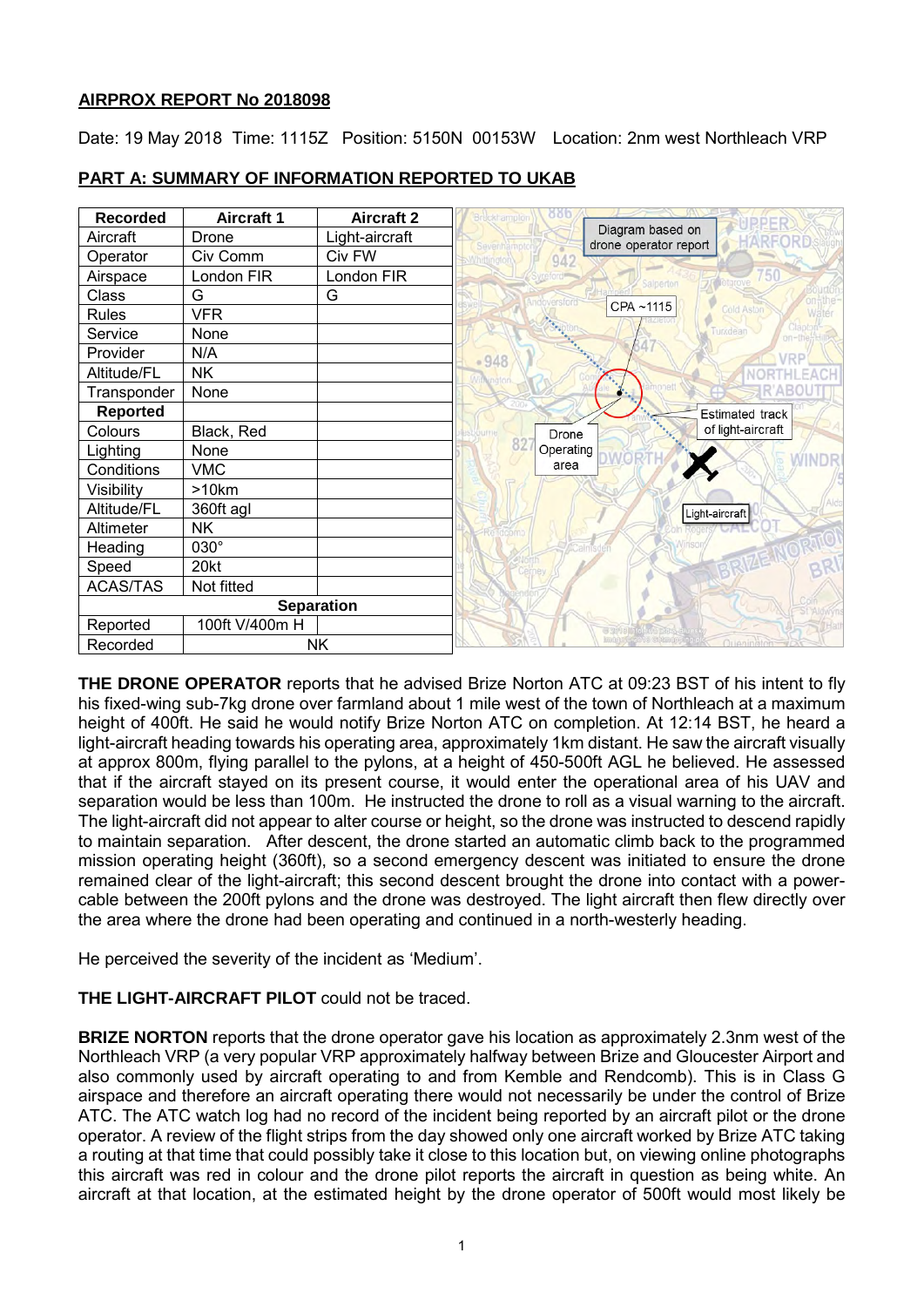**AIRPROX REPORT No 2018098**

Date: 19 May 2018 Time: 1115Z Position: 5150N 00153W Location: 2nm west Northleach VRP

**PART A: SUMMARY OF INFORMATION REPORTED TO UKAB**

| Recorded | Aircraft 1 | Aircraft 2 |
|---|---|---|
| Aircraft | Drone | Light-aircraft |
| Operator | Civ Comm | Civ FW |
| Airspace | London FIR | London FIR |
| Class | G | G |
| Rules | VFR | |
| Service | None | |
| Provider | N/A | |
| Altitude/FL | NK | |
| Transponder | None | |
| **Reported** | | |
| Colours | Black, Red | |
| Lighting | None | |
| Conditions | VMC | |
| Visibility | >10km | |
| Altitude/FL | 360ft agl | |
| Altimeter | NK | |
| Heading | 030° | |
| Speed | 20kt | |
| ACAS/TAS | Not fitted | |
| **Separation** | | |
| Reported | 100ft V/400m H | |
| Recorded | NK | |

Diagram based on drone operator report

CPA ~1115

Drone Operating area

Estimated track of light-aircraft

Light-aircraft

**THE DRONE OPERATOR** reports that he advised Brize Norton ATC at 09:23 BST of his intent to fly his fixed-wing sub-7kg drone over farmland about 1 mile west of the town of Northleach at a maximum height of 400ft. He said he would notify Brize Norton ATC on completion. At 12:14 BST, he heard a light-aircraft heading towards his operating area, approximately 1km distant. He saw the aircraft visually at approx 800m, flying parallel to the pylons, at a height of 450-500ft AGL he believed. He assessed that if the aircraft stayed on its present course, it would enter the operational area of his UAV and separation would be less than 100m. He instructed the drone to roll as a visual warning to the aircraft. The light-aircraft did not appear to alter course or height, so the drone was instructed to descend rapidly to maintain separation. After descent, the drone started an automatic climb back to the programmed mission operating height (360ft), so a second emergency descent was initiated to ensure the drone remained clear of the light-aircraft; this second descent brought the drone into contact with a power-cable between the 200ft pylons and the drone was destroyed. The light aircraft then flew directly over the area where the drone had been operating and continued in a north-westerly heading.

He perceived the severity of the incident as 'Medium'.

**THE LIGHT-AIRCRAFT PILOT** could not be traced.

**BRIZE NORTON** reports that the drone operator gave his location as approximately 2.3nm west of the Northleach VRP (a very popular VRP approximately halfway between Brize and Gloucester Airport and also commonly used by aircraft operating to and from Kemble and Rendcomb). This is in Class G airspace and therefore an aircraft operating there would not necessarily be under the control of Brize ATC. The ATC watch log had no record of the incident being reported by an aircraft pilot or the drone operator. A review of the flight strips from the day showed only one aircraft worked by Brize ATC taking a routing at that time that could possibly take it close to this location but, on viewing online photographs this aircraft was red in colour and the drone pilot reports the aircraft in question as being white. An aircraft at that location, at the estimated height by the drone operator of 500ft would most likely be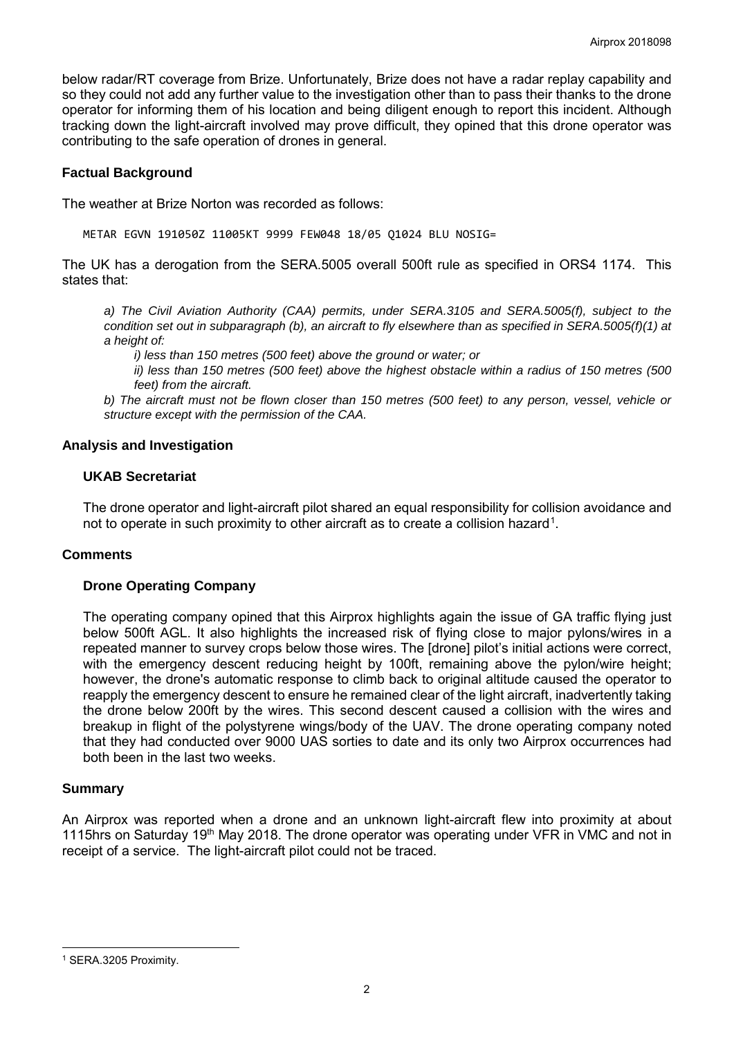below radar/RT coverage from Brize. Unfortunately, Brize does not have a radar replay capability and so they could not add any further value to the investigation other than to pass their thanks to the drone operator for informing them of his location and being diligent enough to report this incident. Although tracking down the light-aircraft involved may prove difficult, they opined that this drone operator was contributing to the safe operation of drones in general.

## Factual Background

The weather at Brize Norton was recorded as follows:

```
METAR EGVN 191050Z 11005KT 9999 FEW048 18/05 Q1024 BLU NOSIG=
```

The UK has a derogation from the SERA.5005 overall 500ft rule as specified in ORS4 1174. This states that:

*a) The Civil Aviation Authority (CAA) permits, under SERA.3105 and SERA.5005(f), subject to the condition set out in subparagraph (b), an aircraft to fly elsewhere than as specified in SERA.5005(f)(1) at a height of:*

*i) less than 150 metres (500 feet) above the ground or water; or*

*ii) less than 150 metres (500 feet) above the highest obstacle within a radius of 150 metres (500 feet) from the aircraft.*

*b) The aircraft must not be flown closer than 150 metres (500 feet) to any person, vessel, vehicle or structure except with the permission of the CAA.*

## Analysis and Investigation

### UKAB Secretariat

The drone operator and light-aircraft pilot shared an equal responsibility for collision avoidance and not to operate in such proximity to other aircraft as to create a collision hazard[1].

## Comments

### Drone Operating Company

The operating company opined that this Airprox highlights again the issue of GA traffic flying just below 500ft AGL. It also highlights the increased risk of flying close to major pylons/wires in a repeated manner to survey crops below those wires. The [drone] pilot's initial actions were correct, with the emergency descent reducing height by 100ft, remaining above the pylon/wire height; however, the drone's automatic response to climb back to original altitude caused the operator to reapply the emergency descent to ensure he remained clear of the light aircraft, inadvertently taking the drone below 200ft by the wires. This second descent caused a collision with the wires and breakup in flight of the polystyrene wings/body of the UAV. The drone operating company noted that they had conducted over 9000 UAS sorties to date and its only two Airprox occurrences had both been in the last two weeks.

## Summary

An Airprox was reported when a drone and an unknown light-aircraft flew into proximity at about 1115hrs on Saturday 19th May 2018. The drone operator was operating under VFR in VMC and not in receipt of a service. The light-aircraft pilot could not be traced.

---

[1] SERA.3205 Proximity.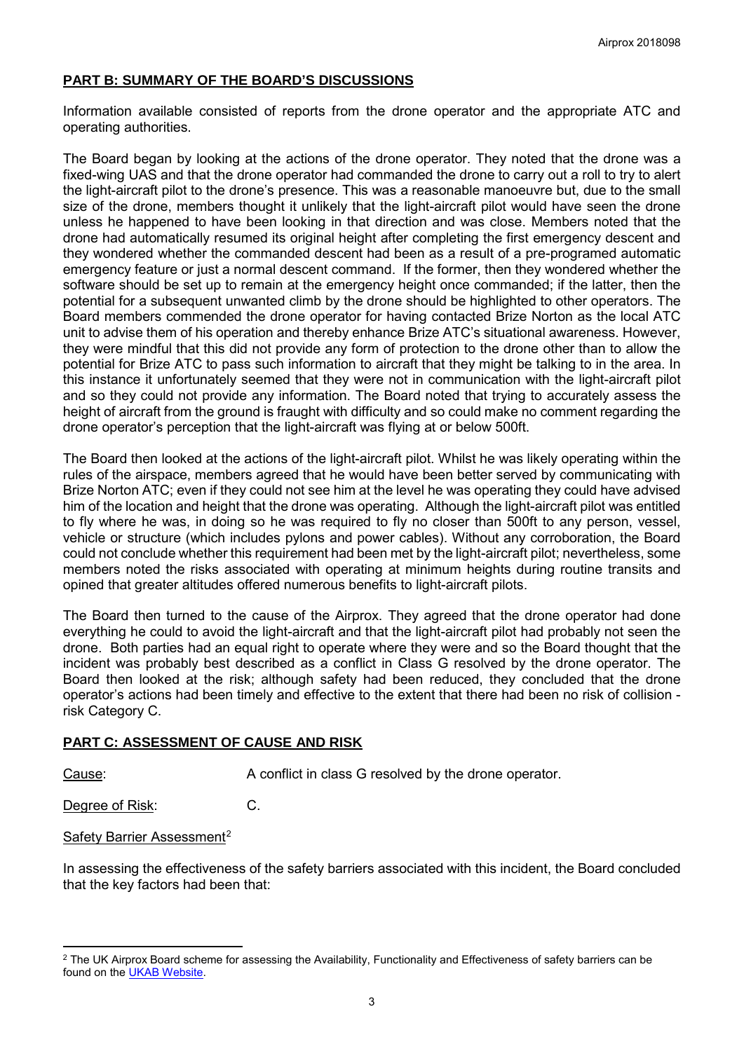## PART B: SUMMARY OF THE BOARD'S DISCUSSIONS

Information available consisted of reports from the drone operator and the appropriate ATC and operating authorities.

The Board began by looking at the actions of the drone operator. They noted that the drone was a fixed-wing UAS and that the drone operator had commanded the drone to carry out a roll to try to alert the light-aircraft pilot to the drone's presence. This was a reasonable manoeuvre but, due to the small size of the drone, members thought it unlikely that the light-aircraft pilot would have seen the drone unless he happened to have been looking in that direction and was close. Members noted that the drone had automatically resumed its original height after completing the first emergency descent and they wondered whether the commanded descent had been as a result of a pre-programed automatic emergency feature or just a normal descent command. If the former, then they wondered whether the software should be set up to remain at the emergency height once commanded; if the latter, then the potential for a subsequent unwanted climb by the drone should be highlighted to other operators. The Board members commended the drone operator for having contacted Brize Norton as the local ATC unit to advise them of his operation and thereby enhance Brize ATC's situational awareness. However, they were mindful that this did not provide any form of protection to the drone other than to allow the potential for Brize ATC to pass such information to aircraft that they might be talking to in the area. In this instance it unfortunately seemed that they were not in communication with the light-aircraft pilot and so they could not provide any information. The Board noted that trying to accurately assess the height of aircraft from the ground is fraught with difficulty and so could make no comment regarding the drone operator's perception that the light-aircraft was flying at or below 500ft.

The Board then looked at the actions of the light-aircraft pilot. Whilst he was likely operating within the rules of the airspace, members agreed that he would have been better served by communicating with Brize Norton ATC; even if they could not see him at the level he was operating they could have advised him of the location and height that the drone was operating. Although the light-aircraft pilot was entitled to fly where he was, in doing so he was required to fly no closer than 500ft to any person, vessel, vehicle or structure (which includes pylons and power cables). Without any corroboration, the Board could not conclude whether this requirement had been met by the light-aircraft pilot; nevertheless, some members noted the risks associated with operating at minimum heights during routine transits and opined that greater altitudes offered numerous benefits to light-aircraft pilots.

The Board then turned to the cause of the Airprox. They agreed that the drone operator had done everything he could to avoid the light-aircraft and that the light-aircraft pilot had probably not seen the drone. Both parties had an equal right to operate where they were and so the Board thought that the incident was probably best described as a conflict in Class G resolved by the drone operator. The Board then looked at the risk; although safety had been reduced, they concluded that the drone operator's actions had been timely and effective to the extent that there had been no risk of collision - risk Category C.

## PART C: ASSESSMENT OF CAUSE AND RISK

Cause: A conflict in class G resolved by the drone operator.

Degree of Risk: C.

Safety Barrier Assessment[2]

In assessing the effectiveness of the safety barriers associated with this incident, the Board concluded that the key factors had been that:

[2] The UK Airprox Board scheme for assessing the Availability, Functionality and Effectiveness of safety barriers can be found on the UKAB Website.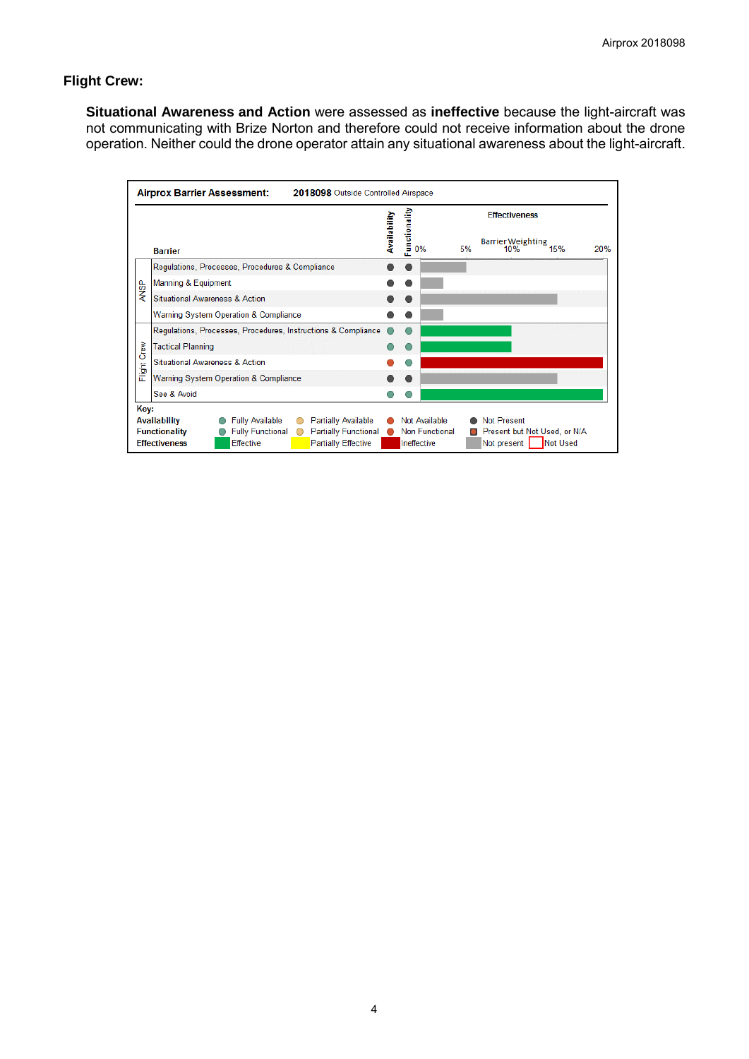**Flight Crew:**

**Situational Awareness and Action** were assessed as **ineffective** because the light-aircraft was not communicating with Brize Norton and therefore could not receive information about the drone operation. Neither could the drone operator attain any situational awareness about the light-aircraft.

**Airprox Barrier Assessment:** **2018098** Outside Controlled Airspace

Barrier

Availability

Functionality

Effectiveness

Barrier Weighting

0%
5%
10%
15%
20%

ANSP

Regulations, Processes, Procedures & Compliance

Manning & Equipment

Situational Awareness & Action

Warning System Operation & Compliance

Flight Crew

Regulations, Processes, Procedures, Instructions & Compliance

Tactical Planning

Situational Awareness & Action

Warning System Operation & Compliance

See & Avoid

Key:

Availability: Fully Available, Partially Available, Not Available, Not Present

Functionality: Fully Functional, Partially Functional, Non Functional, Present but Not Used, or N/A

Effectiveness: Effective, Partially Effective, Ineffective, Not present, Not Used